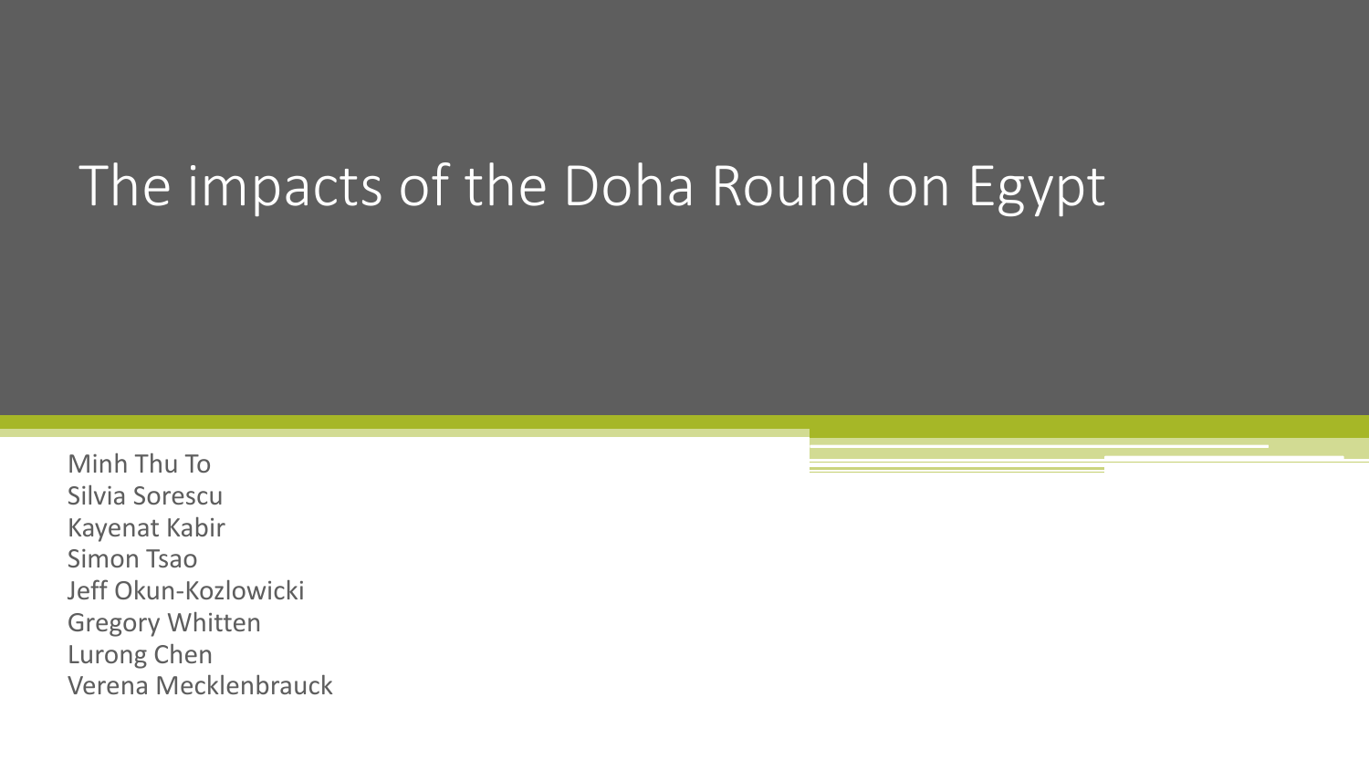# The impacts of the Doha Round on Egypt

Minh Thu To
Silvia Sorescu
Kayenat Kabir
Simon Tsao
Jeff Okun-Kozlowicki
Gregory Whitten
Lurong Chen
Verena Mecklenbrauck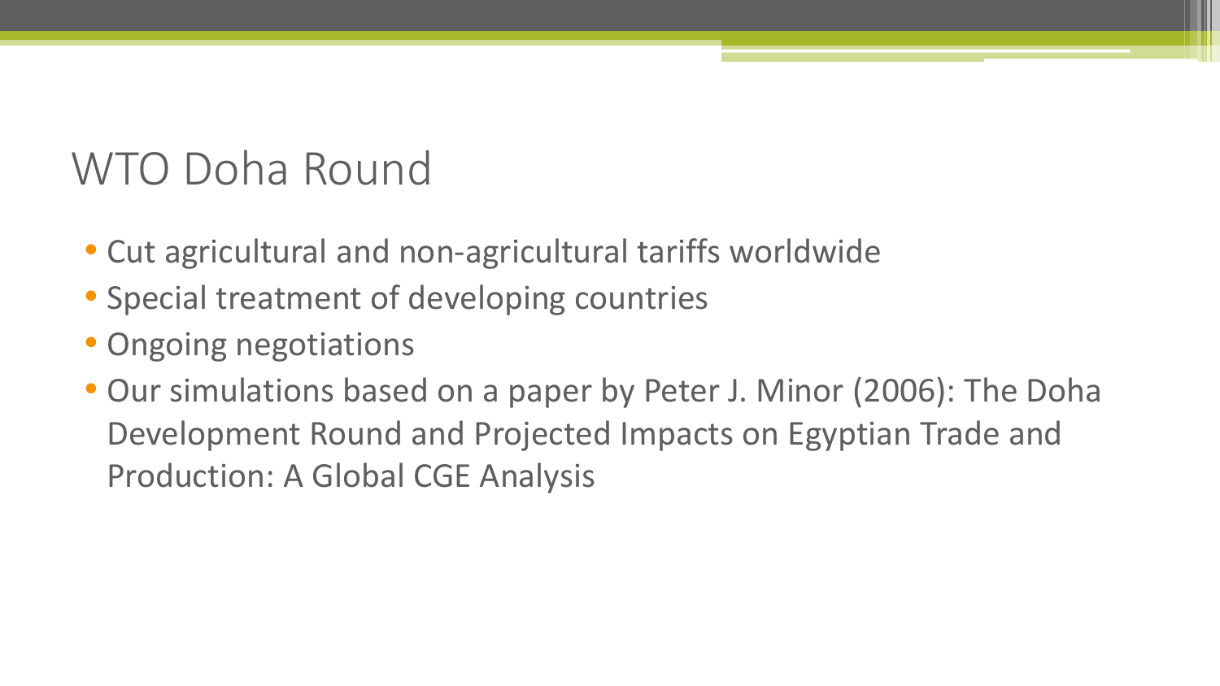# WTO Doha Round

- Cut agricultural and non-agricultural tariffs worldwide
- Special treatment of developing countries
- Ongoing negotiations
- Our simulations based on a paper by Peter J. Minor (2006): The Doha Development Round and Projected Impacts on Egyptian Trade and Production: A Global CGE Analysis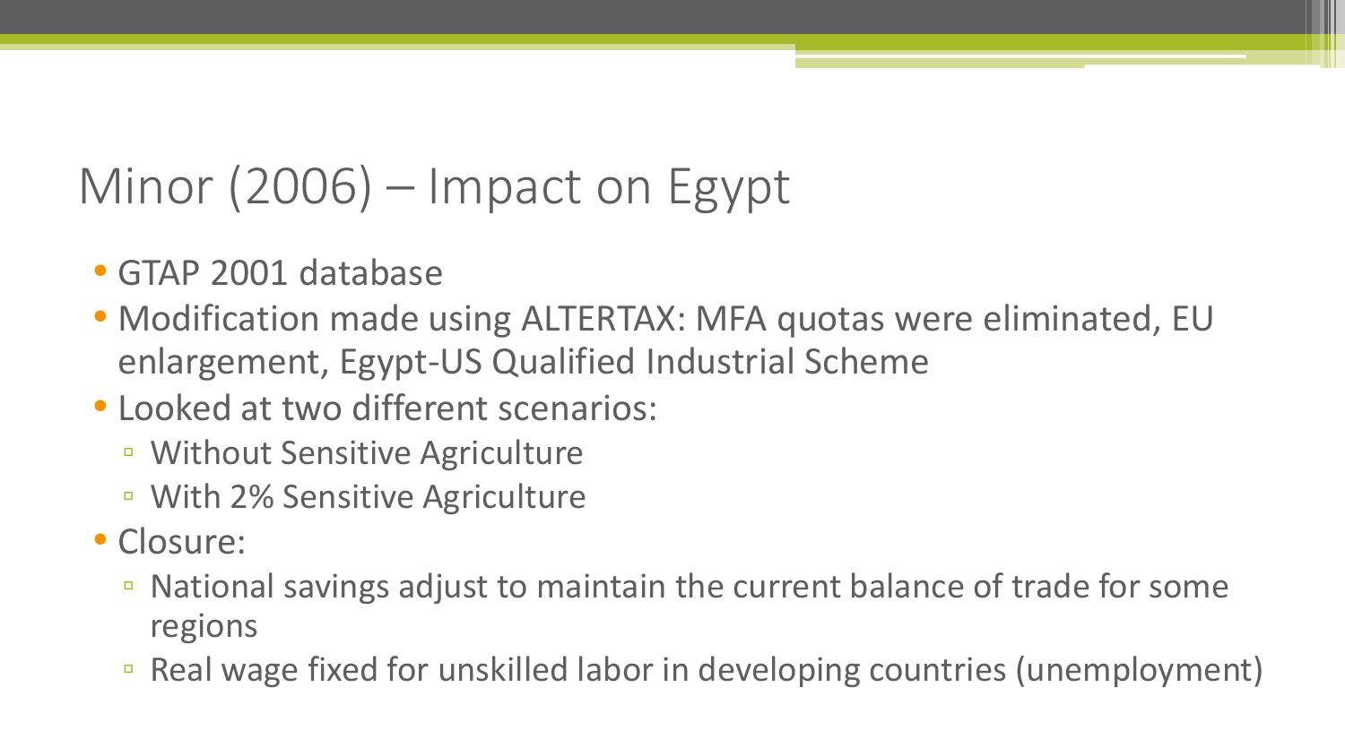# Minor (2006) – Impact on Egypt

- GTAP 2001 database
- Modification made using ALTERTAX: MFA quotas were eliminated, EU enlargement, Egypt-US Qualified Industrial Scheme
- Looked at two different scenarios:
  - Without Sensitive Agriculture
  - With 2% Sensitive Agriculture
- Closure:
  - National savings adjust to maintain the current balance of trade for some regions
  - Real wage fixed for unskilled labor in developing countries (unemployment)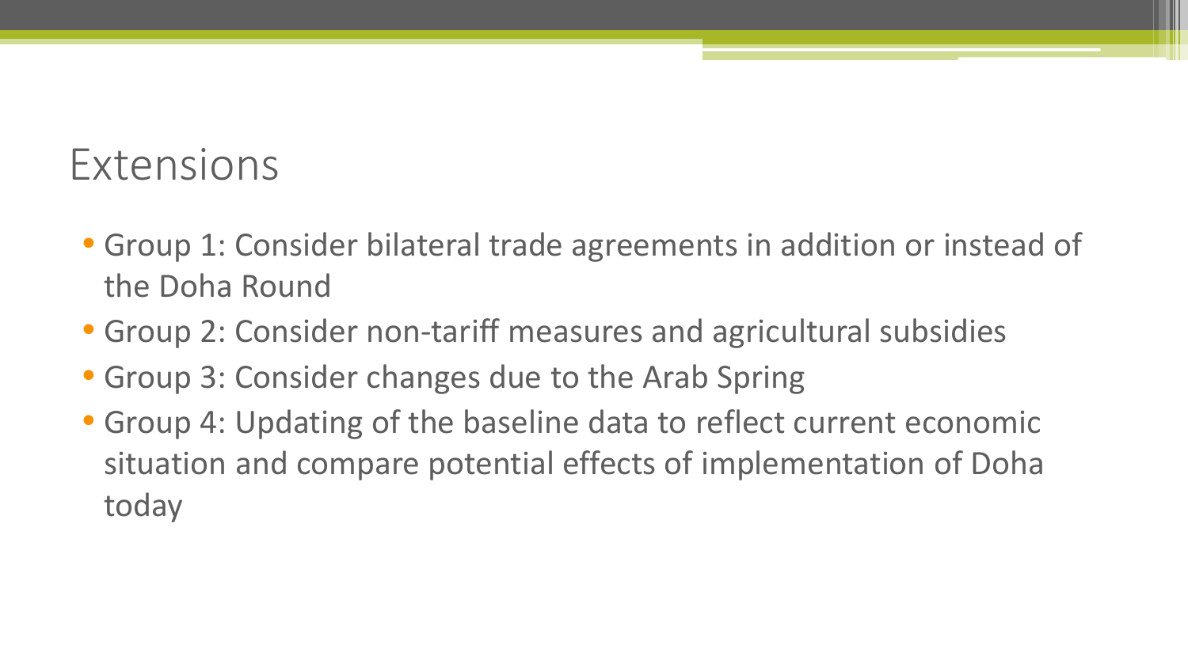# Extensions

- Group 1: Consider bilateral trade agreements in addition or instead of the Doha Round
- Group 2: Consider non-tariff measures and agricultural subsidies
- Group 3: Consider changes due to the Arab Spring
- Group 4: Updating of the baseline data to reflect current economic situation and compare potential effects of implementation of Doha today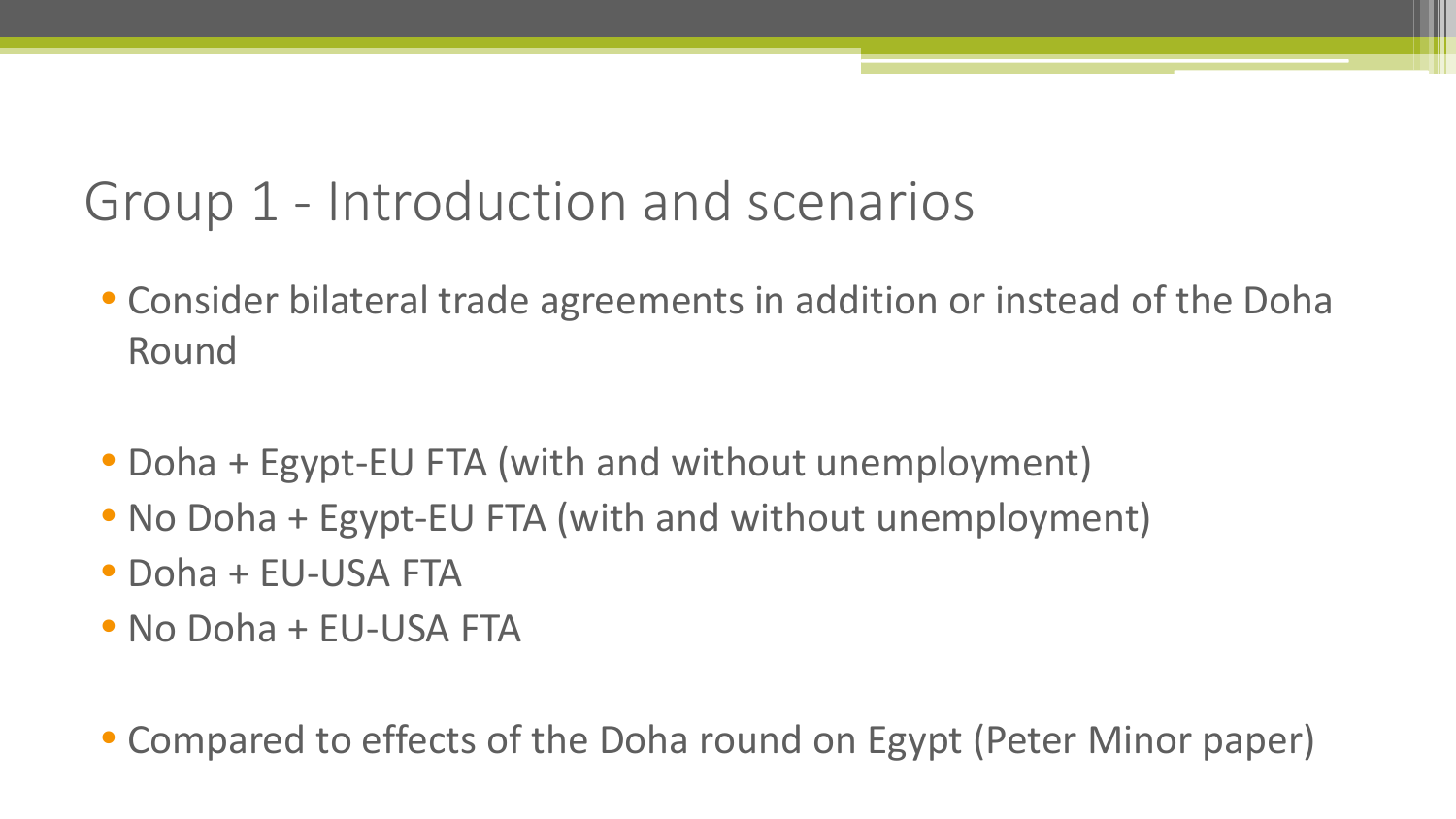# Group 1 - Introduction and scenarios

- Consider bilateral trade agreements in addition or instead of the Doha Round

- Doha + Egypt-EU FTA (with and without unemployment)
- No Doha + Egypt-EU FTA (with and without unemployment)
- Doha + EU-USA FTA
- No Doha + EU-USA FTA

- Compared to effects of the Doha round on Egypt (Peter Minor paper)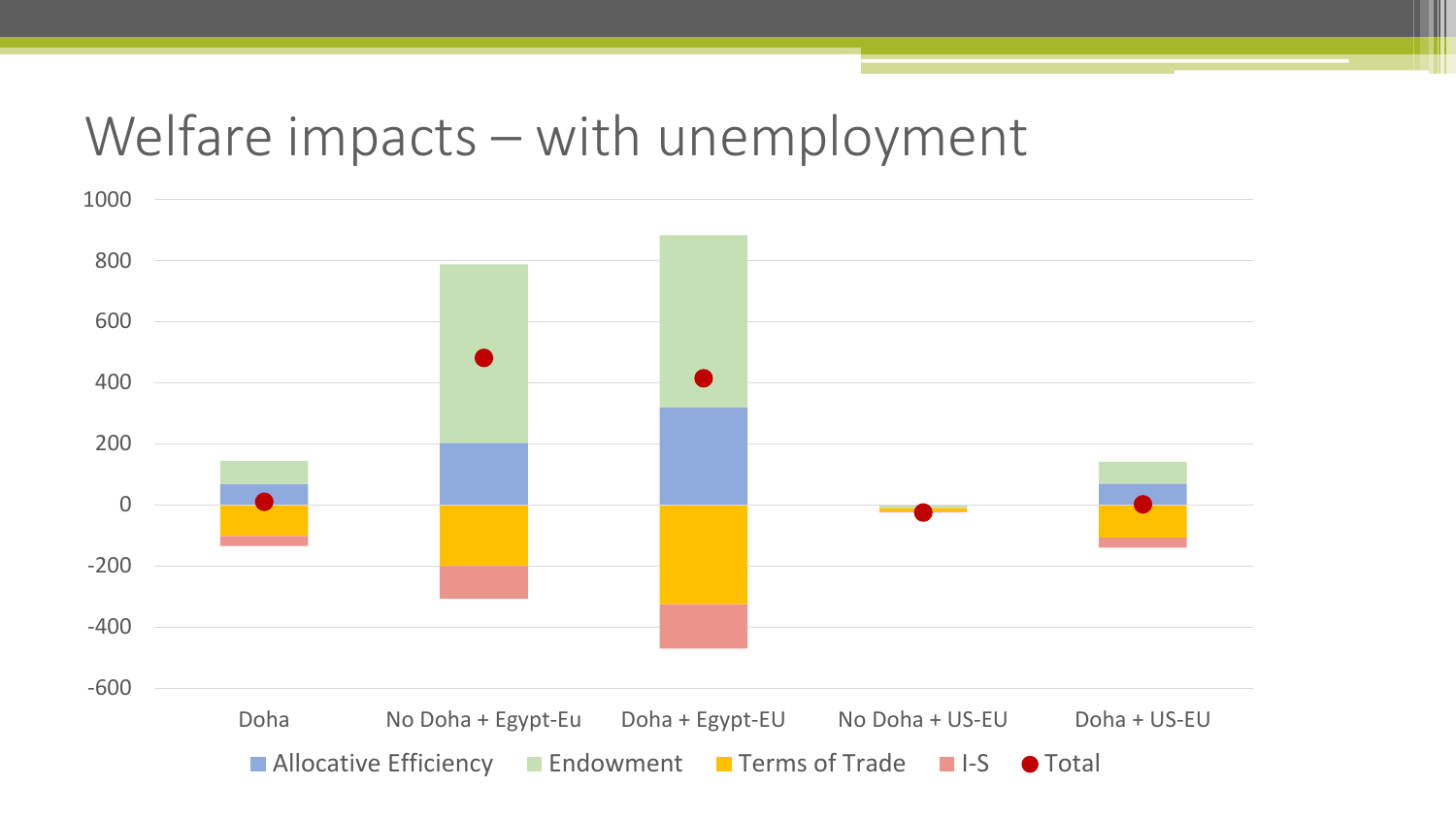# Welfare impacts – with unemployment

1000

800

600

400

200

0

-200

-400

-600

Doha | No Doha + Egypt-Eu | Doha + Egypt-EU | No Doha + US-EU | Doha + US-EU

Allocative Efficiency | Endowment | Terms of Trade | I-S | Total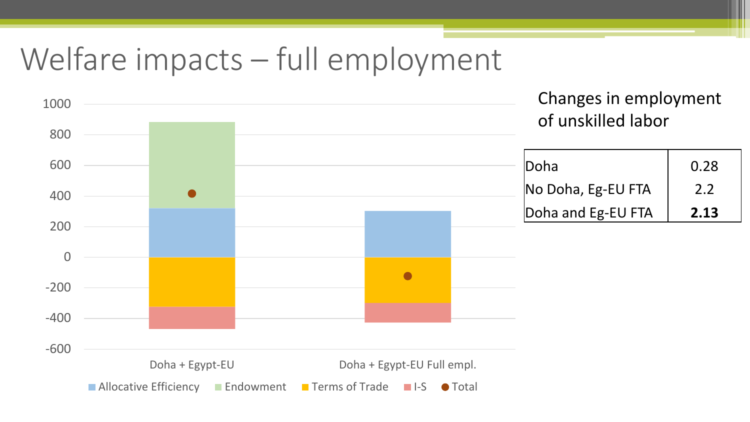# Welfare impacts – full employment

1000
800
600
400
200
0
-200
-400
-600

Doha + Egypt-EU

Doha + Egypt-EU Full empl.

Allocative Efficiency | Endowment | Terms of Trade | I-S | Total

## Changes in employment of unskilled labor

| | |
|---|---|
| Doha | 0.28 |
| No Doha, Eg-EU FTA | 2.2 |
| Doha and Eg-EU FTA | **2.13** |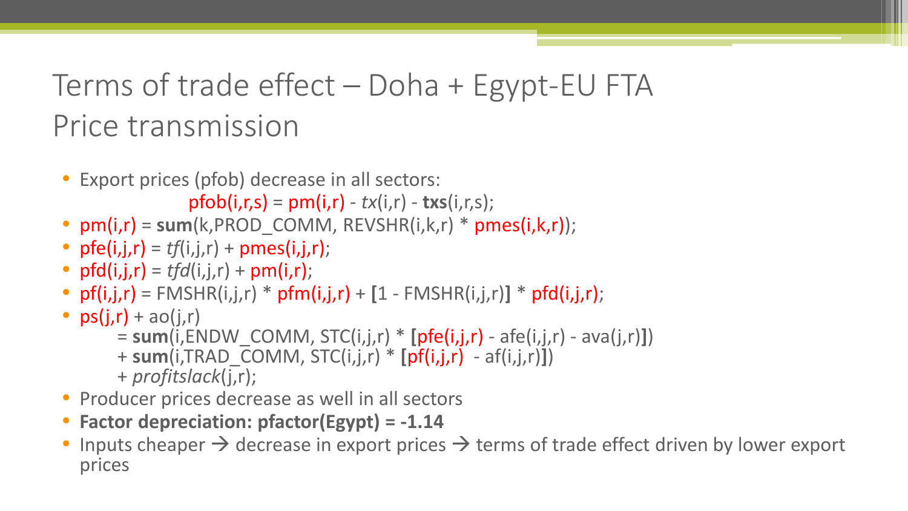# Terms of trade effect – Doha + Egypt-EU FTA
## Price transmission

- Export prices (pfob) decrease in all sectors:

  pfob(i,r,s) = pm(i,r) - *tx*(i,r) - **txs**(i,r,s);
- pm(i,r) = **sum**(k,PROD_COMM, REVSHR(i,k,r) * pmes(i,k,r));
- pfe(i,j,r) = *tf*(i,j,r) + pmes(i,j,r);
- pfd(i,j,r) = *tfd*(i,j,r) + pm(i,r);
- pf(i,j,r) = FMSHR(i,j,r) * pfm(i,j,r) + **[**1 - FMSHR(i,j,r)**]** * pfd(i,j,r);
- ps(j,r) + ao(j,r)

  = **sum**(i,ENDW_COMM, STC(i,j,r) * **[**pfe(i,j,r) - afe(i,j,r) - ava(j,r)**]**)

  + **sum**(i,TRAD_COMM, STC(i,j,r) * **[**pf(i,j,r) - af(i,j,r)**]**)

  + *profitslack*(j,r);
- Producer prices decrease as well in all sectors
- **Factor depreciation: pfactor(Egypt) = -1.14**
- Inputs cheaper → decrease in export prices → terms of trade effect driven by lower export prices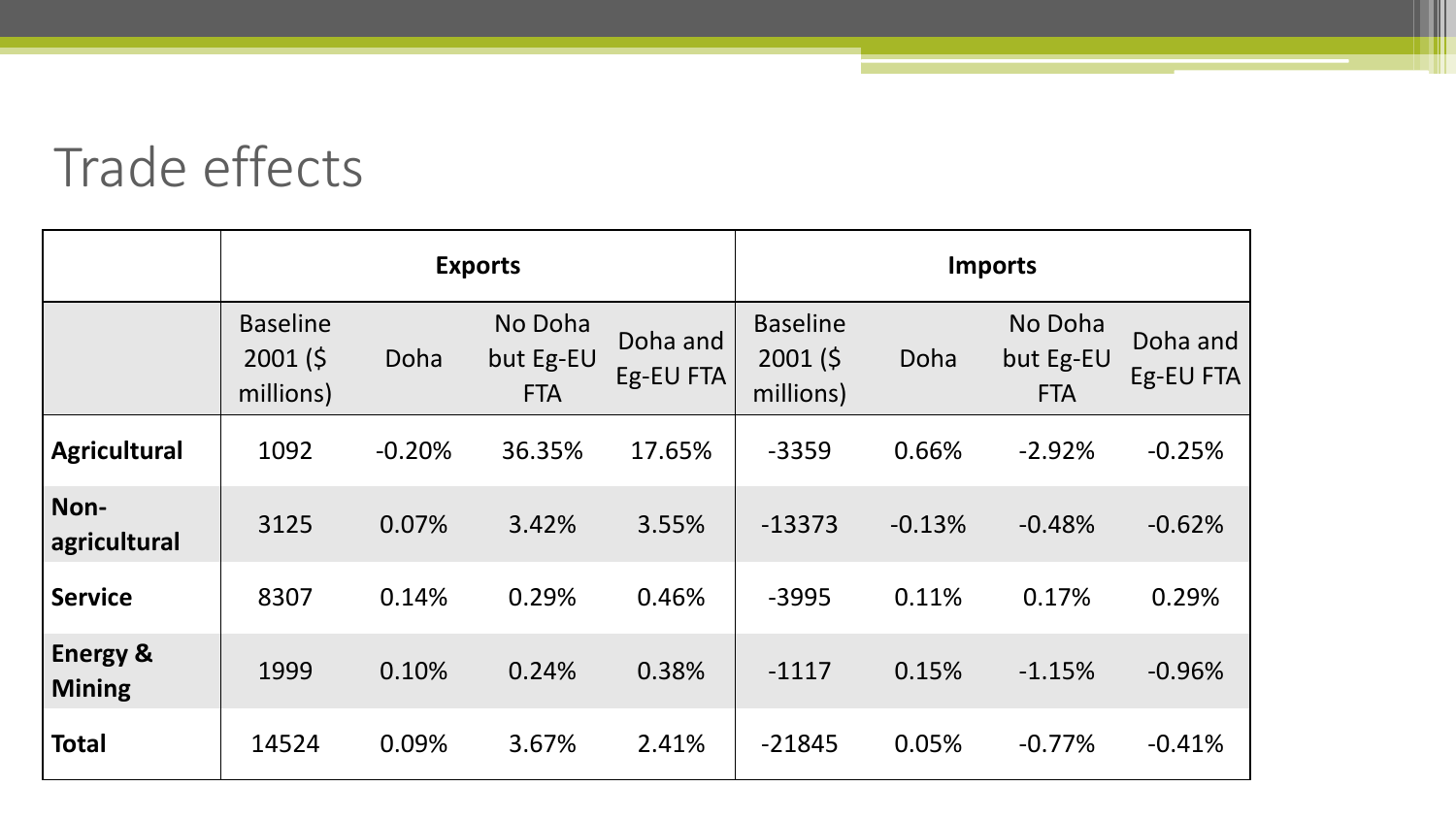# Trade effects

| | Exports | | | | Imports | | | |
|---|---|---|---|---|---|---|---|---|
| | Baseline 2001 ($ millions) | Doha | No Doha but Eg-EU FTA | Doha and Eg-EU FTA | Baseline 2001 ($ millions) | Doha | No Doha but Eg-EU FTA | Doha and Eg-EU FTA |
| **Agricultural** | 1092 | -0.20% | 36.35% | 17.65% | -3359 | 0.66% | -2.92% | -0.25% |
| **Non-agricultural** | 3125 | 0.07% | 3.42% | 3.55% | -13373 | -0.13% | -0.48% | -0.62% |
| **Service** | 8307 | 0.14% | 0.29% | 0.46% | -3995 | 0.11% | 0.17% | 0.29% |
| **Energy & Mining** | 1999 | 0.10% | 0.24% | 0.38% | -1117 | 0.15% | -1.15% | -0.96% |
| **Total** | 14524 | 0.09% | 3.67% | 2.41% | -21845 | 0.05% | -0.77% | -0.41% |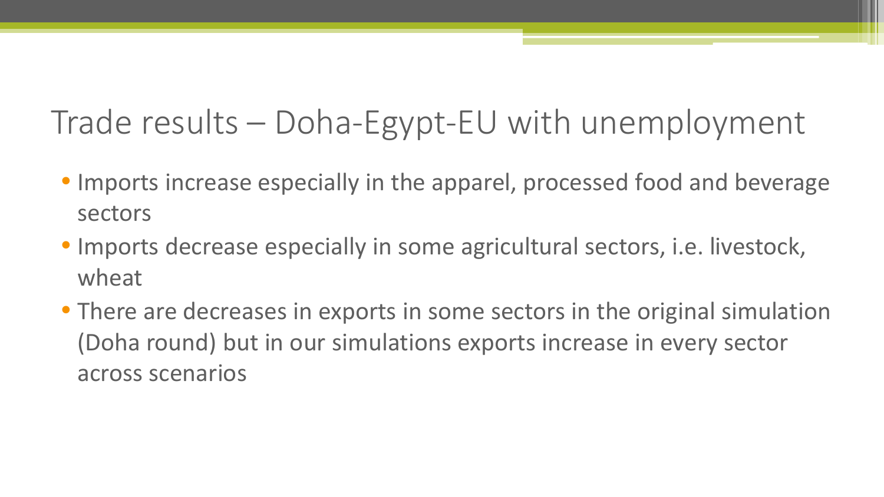# Trade results – Doha-Egypt-EU with unemployment

- Imports increase especially in the apparel, processed food and beverage sectors
- Imports decrease especially in some agricultural sectors, i.e. livestock, wheat
- There are decreases in exports in some sectors in the original simulation (Doha round) but in our simulations exports increase in every sector across scenarios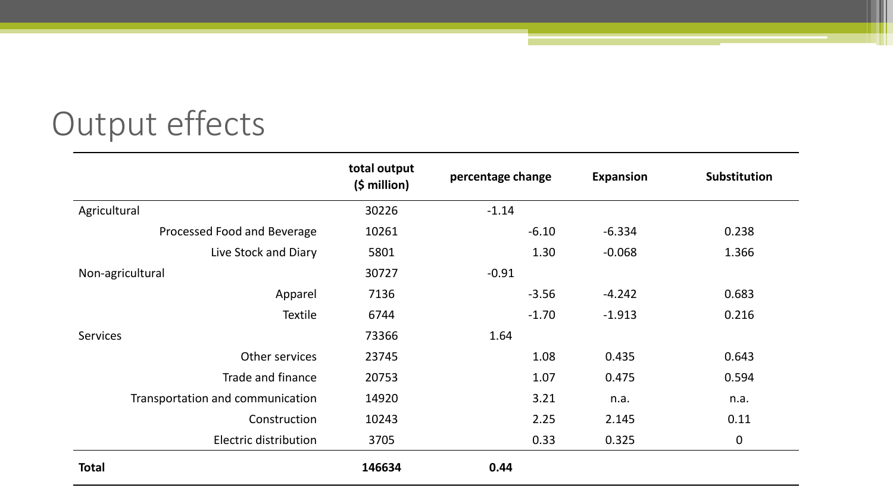# Output effects

| | total output ($ million) | percentage change | Expansion | Substitution |
|---|---|---|---|---|
| Agricultural | 30226 | -1.14 | | |
| Processed Food and Beverage | 10261 | -6.10 | -6.334 | 0.238 |
| Live Stock and Diary | 5801 | 1.30 | -0.068 | 1.366 |
| Non-agricultural | 30727 | -0.91 | | |
| Apparel | 7136 | -3.56 | -4.242 | 0.683 |
| Textile | 6744 | -1.70 | -1.913 | 0.216 |
| Services | 73366 | 1.64 | | |
| Other services | 23745 | 1.08 | 0.435 | 0.643 |
| Trade and finance | 20753 | 1.07 | 0.475 | 0.594 |
| Transportation and communication | 14920 | 3.21 | n.a. | n.a. |
| Construction | 10243 | 2.25 | 2.145 | 0.11 |
| Electric distribution | 3705 | 0.33 | 0.325 | 0 |
| **Total** | **146634** | **0.44** | | |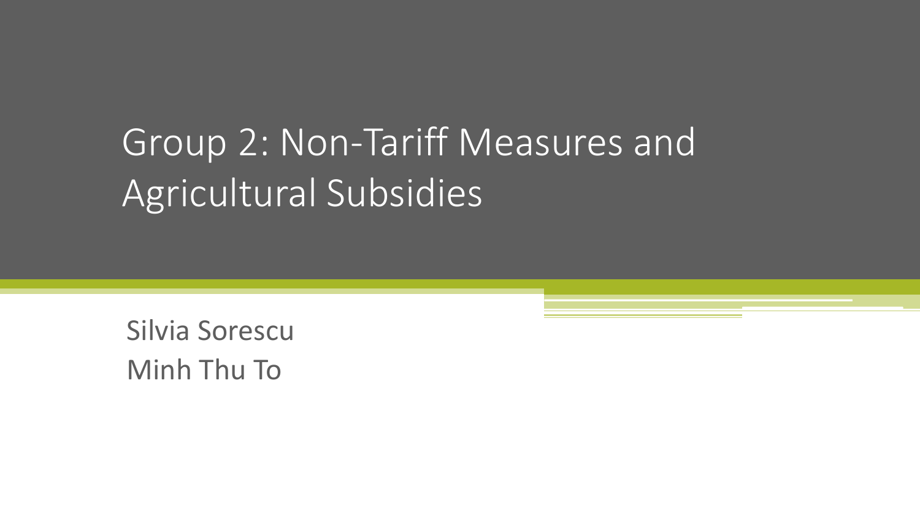# Group 2: Non-Tariff Measures and Agricultural Subsidies

Silvia Sorescu
Minh Thu To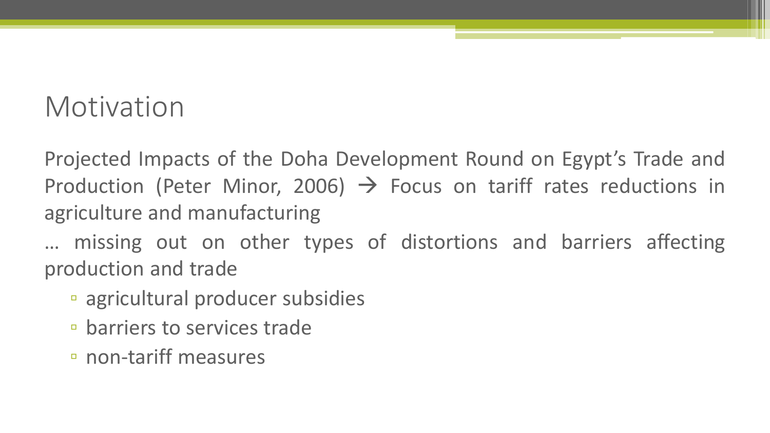# Motivation

Projected Impacts of the Doha Development Round on Egypt's Trade and Production (Peter Minor, 2006) → Focus on tariff rates reductions in agriculture and manufacturing

… missing out on other types of distortions and barriers affecting production and trade

- agricultural producer subsidies
- barriers to services trade
- non-tariff measures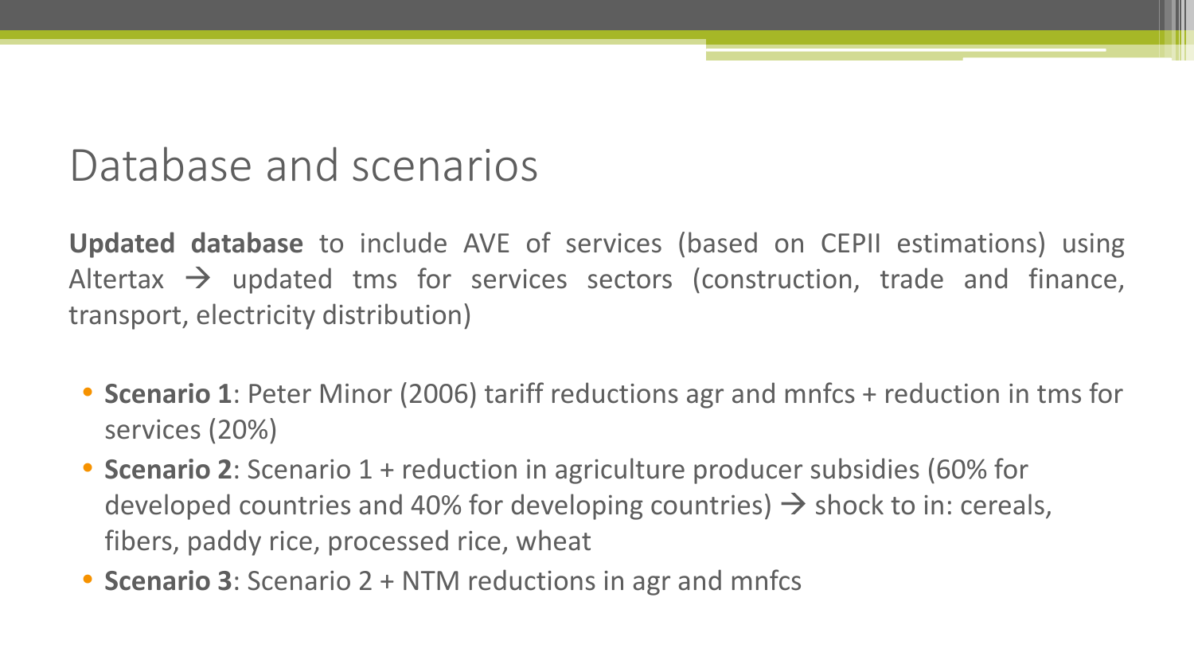# Database and scenarios

**Updated database** to include AVE of services (based on CEPII estimations) using Altertax → updated tms for services sectors (construction, trade and finance, transport, electricity distribution)

- **Scenario 1**: Peter Minor (2006) tariff reductions agr and mnfcs + reduction in tms for services (20%)
- **Scenario 2**: Scenario 1 + reduction in agriculture producer subsidies (60% for developed countries and 40% for developing countries) → shock to in: cereals, fibers, paddy rice, processed rice, wheat
- **Scenario 3**: Scenario 2 + NTM reductions in agr and mnfcs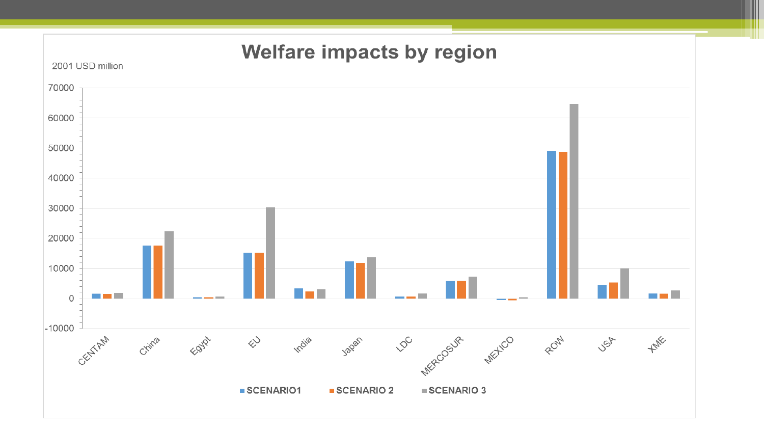# Welfare impacts by region

2001 USD million

| Region | SCENARIO1 | SCENARIO 2 | SCENARIO 3 |
|---|---|---|---|
| CENTAM | | | |
| China | | | |
| Egypt | | | |
| EU | | | |
| India | | | |
| Japan | | | |
| LDC | | | |
| MERCOSUR | | | |
| MEXICO | | | |
| ROW | | | |
| USA | | | |
| XME | | | |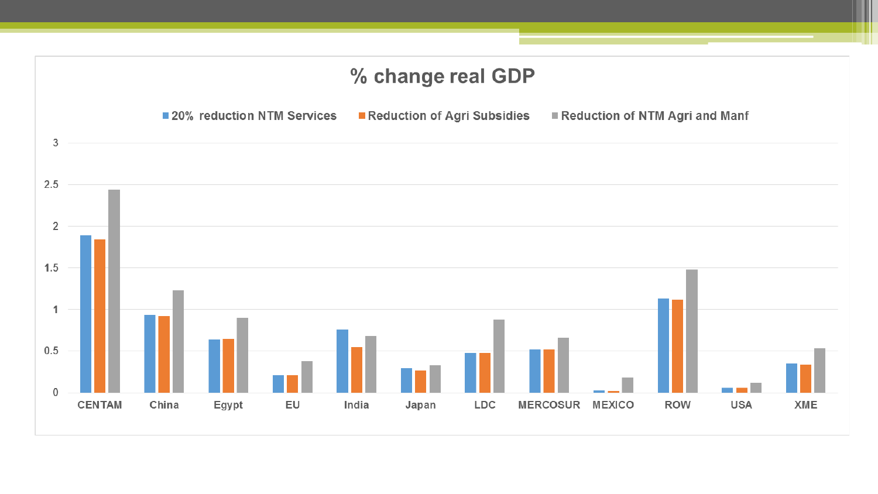# % change real GDP

| | 20% reduction NTM Services | Reduction of Agri Subsidies | Reduction of NTM Agri and Manf |
|---|---|---|---|
| CENTAM | 1.89 | 1.84 | 2.44 |
| China | 0.93 | 0.92 | 1.23 |
| Egypt | 0.64 | 0.65 | 0.90 |
| EU | 0.21 | 0.21 | 0.38 |
| India | 0.76 | 0.55 | 0.68 |
| Japan | 0.30 | 0.27 | 0.33 |
| LDC | 0.48 | 0.48 | 0.88 |
| MERCOSUR | 0.52 | 0.52 | 0.66 |
| MEXICO | 0.03 | 0.02 | 0.18 |
| ROW | 1.13 | 1.12 | 1.48 |
| USA | 0.06 | 0.06 | 0.12 |
| XME | 0.35 | 0.34 | 0.53 |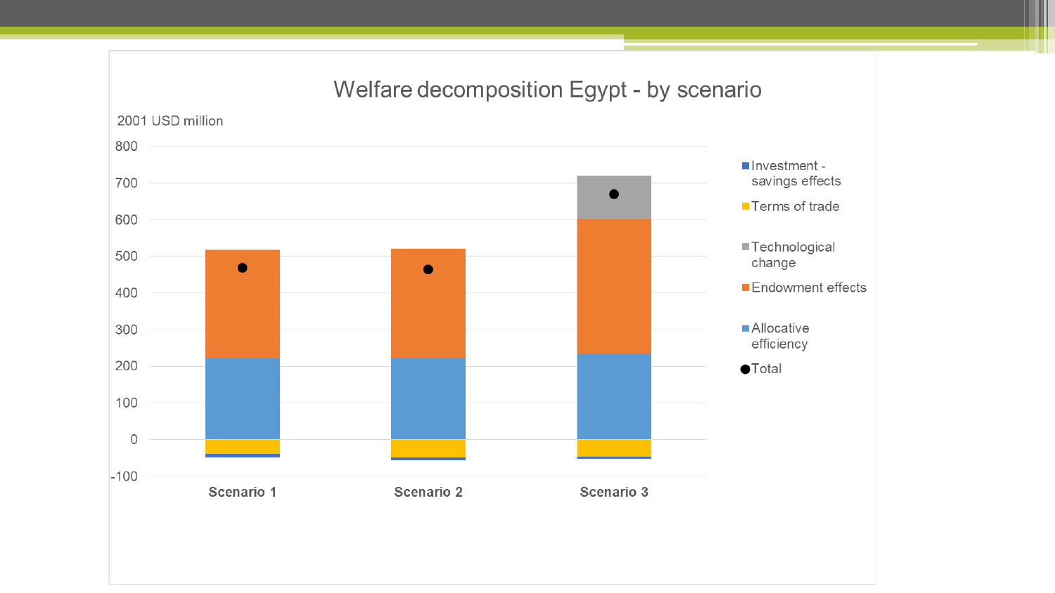## Welfare decomposition Egypt - by scenario

2001 USD million

800
700
600
500
400
300
200
100
0
-100

Scenario 1 | Scenario 2 | Scenario 3

- Investment - savings effects
- Terms of trade
- Technological change
- Endowment effects
- Allocative efficiency
- Total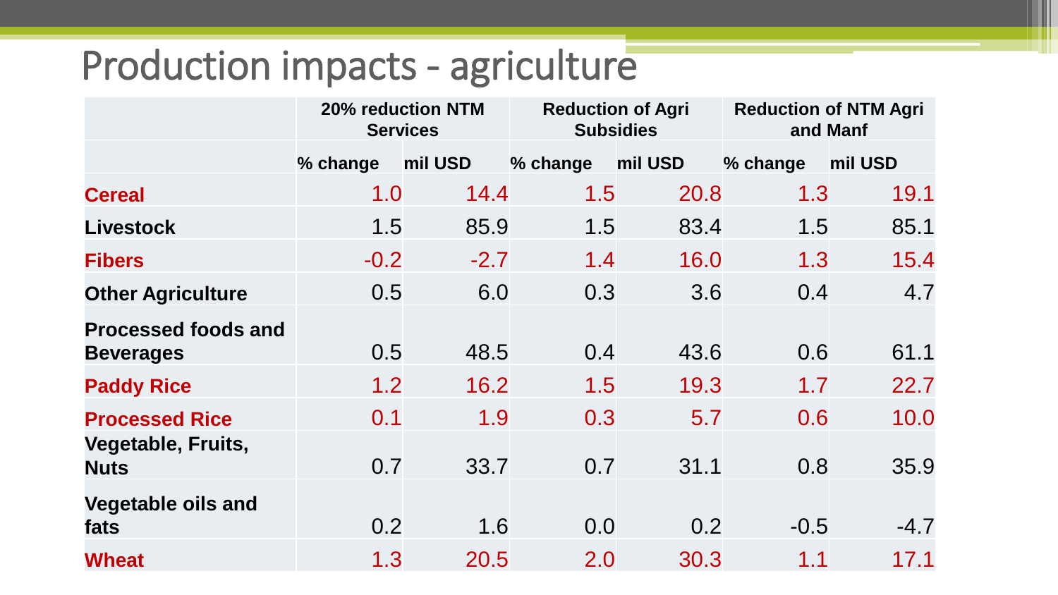# Production impacts - agriculture

| | 20% reduction NTM Services | | Reduction of Agri Subsidies | | Reduction of NTM Agri and Manf | |
|---|---|---|---|---|---|---|
| | % change | mil USD | % change | mil USD | % change | mil USD |
| **Cereal** | 1.0 | 14.4 | 1.5 | 20.8 | 1.3 | 19.1 |
| **Livestock** | 1.5 | 85.9 | 1.5 | 83.4 | 1.5 | 85.1 |
| **Fibers** | -0.2 | -2.7 | 1.4 | 16.0 | 1.3 | 15.4 |
| **Other Agriculture** | 0.5 | 6.0 | 0.3 | 3.6 | 0.4 | 4.7 |
| **Processed foods and Beverages** | 0.5 | 48.5 | 0.4 | 43.6 | 0.6 | 61.1 |
| **Paddy Rice** | 1.2 | 16.2 | 1.5 | 19.3 | 1.7 | 22.7 |
| **Processed Rice** | 0.1 | 1.9 | 0.3 | 5.7 | 0.6 | 10.0 |
| **Vegetable, Fruits, Nuts** | 0.7 | 33.7 | 0.7 | 31.1 | 0.8 | 35.9 |
| **Vegetable oils and fats** | 0.2 | 1.6 | 0.0 | 0.2 | -0.5 | -4.7 |
| **Wheat** | 1.3 | 20.5 | 2.0 | 30.3 | 1.1 | 17.1 |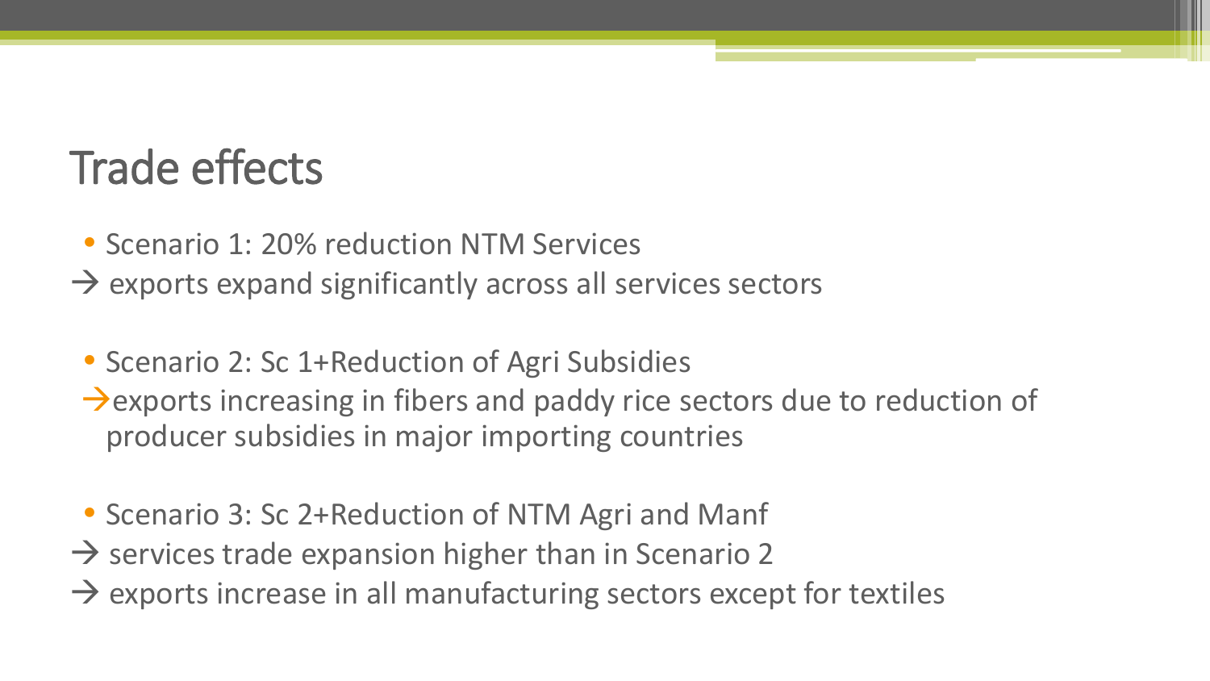# Trade effects

- Scenario 1: 20% reduction NTM Services

→ exports expand significantly across all services sectors

- Scenario 2: Sc 1+Reduction of Agri Subsidies

→exports increasing in fibers and paddy rice sectors due to reduction of producer subsidies in major importing countries

- Scenario 3: Sc 2+Reduction of NTM Agri and Manf

→ services trade expansion higher than in Scenario 2

→ exports increase in all manufacturing sectors except for textiles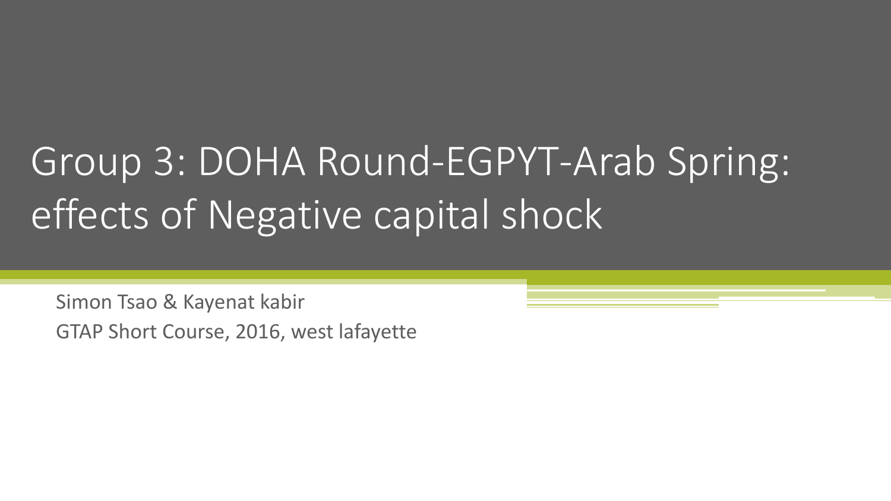# Group 3: DOHA Round-EGPYT-Arab Spring: effects of Negative capital shock

Simon Tsao & Kayenat kabir

GTAP Short Course, 2016, west lafayette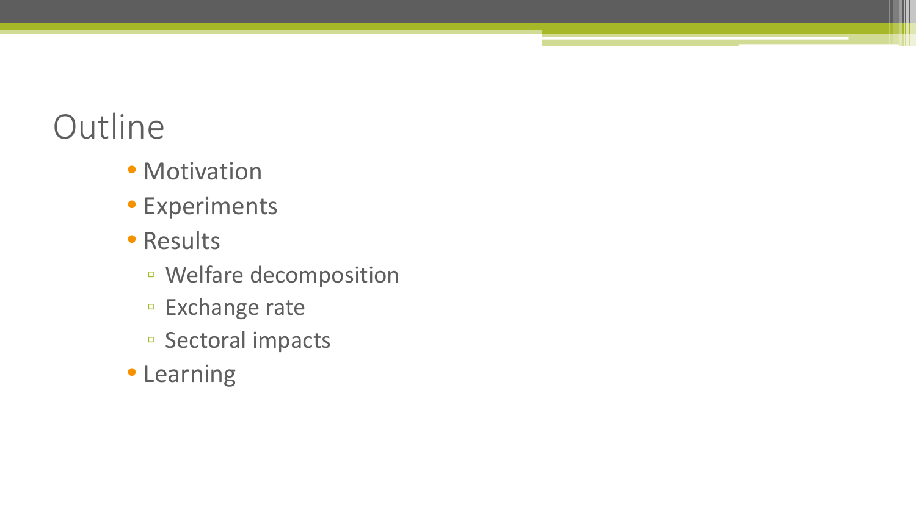# Outline

- Motivation
- Experiments
- Results
  - Welfare decomposition
  - Exchange rate
  - Sectoral impacts
- Learning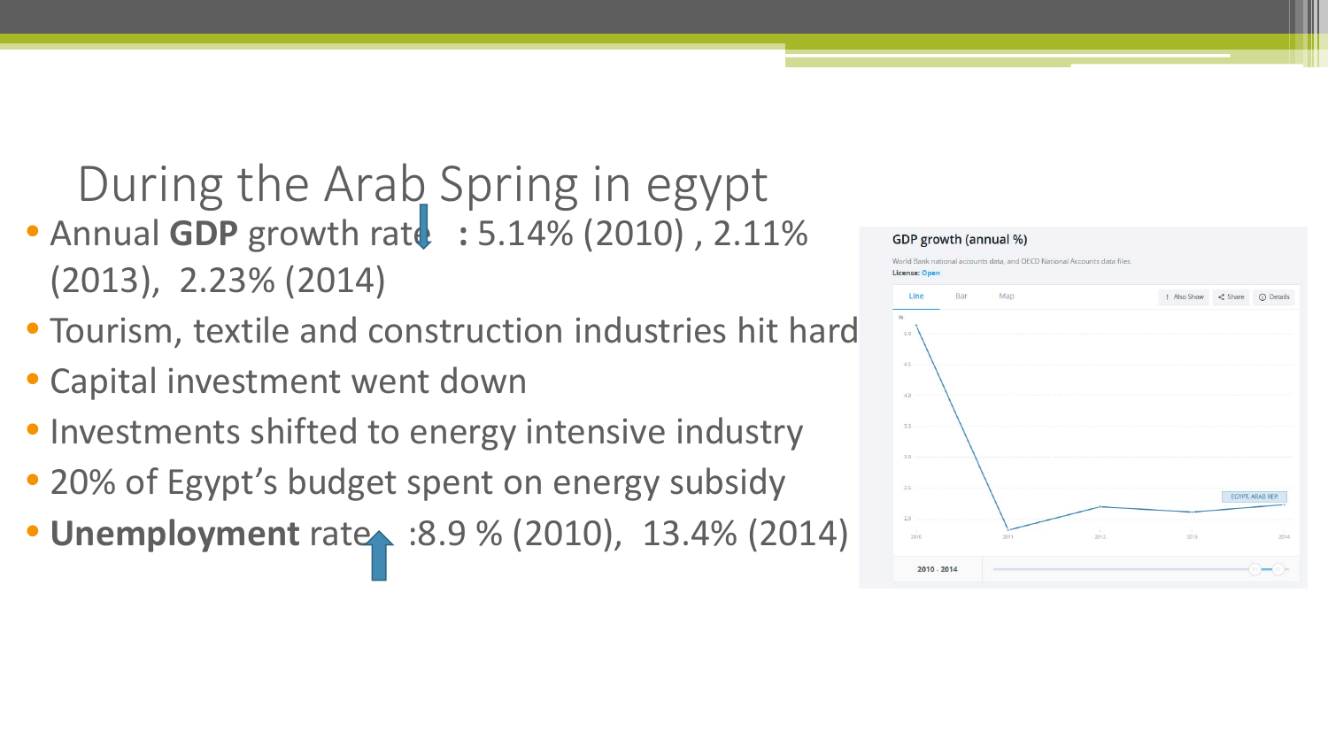# During the Arab Spring in egypt

- Annual **GDP** growth rate ↓ **:** 5.14% (2010) , 2.11% (2013), 2.23% (2014)
- Tourism, textile and construction industries hit hard
- Capital investment went down
- Investments shifted to energy intensive industry
- 20% of Egypt's budget spent on energy subsidy
- **Unemployment** rate ↑ :8.9 % (2010), 13.4% (2014)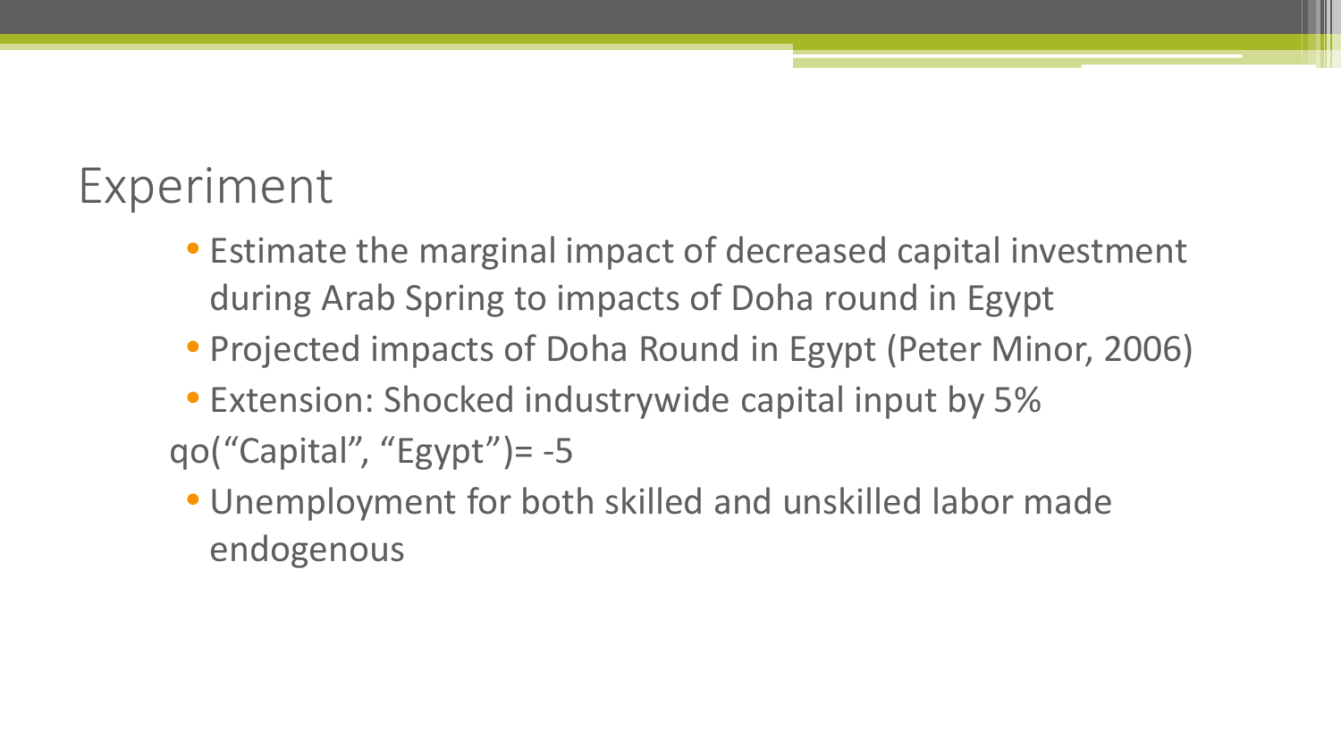# Experiment

- Estimate the marginal impact of decreased capital investment during Arab Spring to impacts of Doha round in Egypt
- Projected impacts of Doha Round in Egypt (Peter Minor, 2006)
- Extension: Shocked industrywide capital input by 5%

qo(“Capital”, “Egypt”)= -5

- Unemployment for both skilled and unskilled labor made endogenous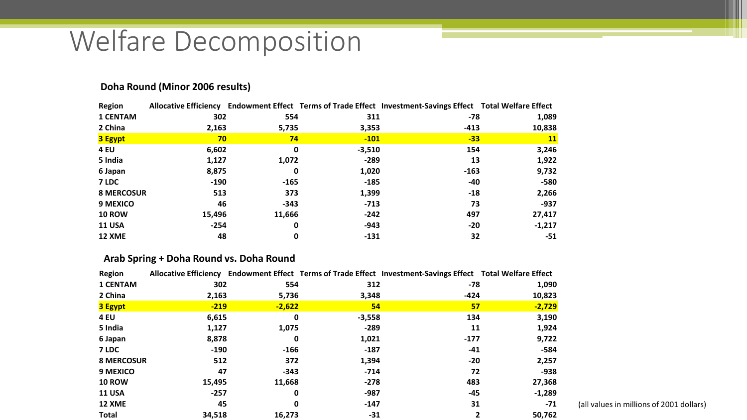# Welfare Decomposition

**Doha Round (Minor 2006 results)**

| Region | Allocative Efficiency | Endowment Effect | Terms of Trade Effect | Investment-Savings Effect | Total Welfare Effect |
|---|---|---|---|---|---|
| 1 CENTAM | 302 | 554 | 311 | -78 | 1,089 |
| 2 China | 2,163 | 5,735 | 3,353 | -413 | 10,838 |
| 3 Egypt | 70 | 74 | -101 | -33 | 11 |
| 4 EU | 6,602 | 0 | -3,510 | 154 | 3,246 |
| 5 India | 1,127 | 1,072 | -289 | 13 | 1,922 |
| 6 Japan | 8,875 | 0 | 1,020 | -163 | 9,732 |
| 7 LDC | -190 | -165 | -185 | -40 | -580 |
| 8 MERCOSUR | 513 | 373 | 1,399 | -18 | 2,266 |
| 9 MEXICO | 46 | -343 | -713 | 73 | -937 |
| 10 ROW | 15,496 | 11,666 | -242 | 497 | 27,417 |
| 11 USA | -254 | 0 | -943 | -20 | -1,217 |
| 12 XME | 48 | 0 | -131 | 32 | -51 |

**Arab Spring + Doha Round vs. Doha Round**

| Region | Allocative Efficiency | Endowment Effect | Terms of Trade Effect | Investment-Savings Effect | Total Welfare Effect |
|---|---|---|---|---|---|
| 1 CENTAM | 302 | 554 | 312 | -78 | 1,090 |
| 2 China | 2,163 | 5,736 | 3,348 | -424 | 10,823 |
| 3 Egypt | -219 | -2,622 | 54 | 57 | -2,729 |
| 4 EU | 6,615 | 0 | -3,558 | 134 | 3,190 |
| 5 India | 1,127 | 1,075 | -289 | 11 | 1,924 |
| 6 Japan | 8,878 | 0 | 1,021 | -177 | 9,722 |
| 7 LDC | -190 | -166 | -187 | -41 | -584 |
| 8 MERCOSUR | 512 | 372 | 1,394 | -20 | 2,257 |
| 9 MEXICO | 47 | -343 | -714 | 72 | -938 |
| 10 ROW | 15,495 | 11,668 | -278 | 483 | 27,368 |
| 11 USA | -257 | 0 | -987 | -45 | -1,289 |
| 12 XME | 45 | 0 | -147 | 31 | -71 |
| Total | 34,518 | 16,273 | -31 | 2 | 50,762 |

(all values in millions of 2001 dollars)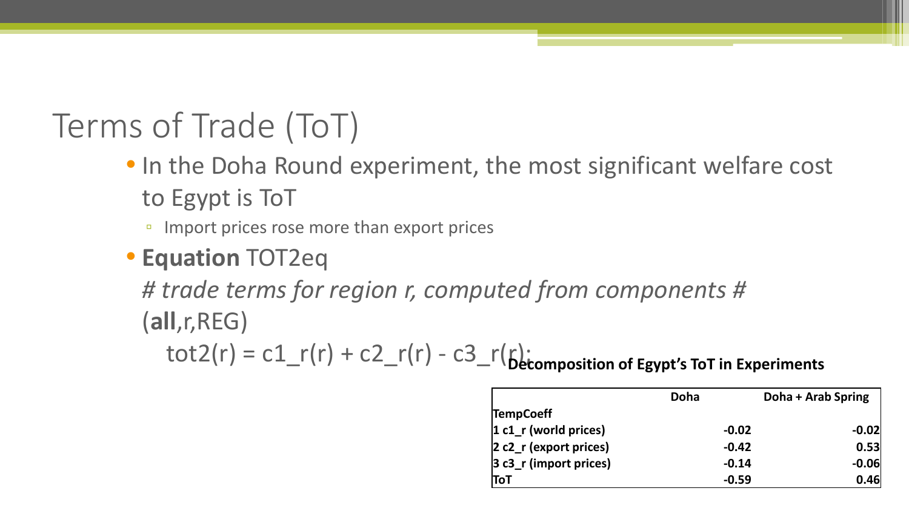# Terms of Trade (ToT)

- In the Doha Round experiment, the most significant welfare cost to Egypt is ToT
  - Import prices rose more than export prices
- **Equation** TOT2eq

  *# trade terms for region r, computed from components #*

  (**all**,r,REG)

  tot2(r) = c1_r(r) + c2_r(r) - c3_r(r);

**Decomposition of Egypt's ToT in Experiments**

| | Doha | Doha + Arab Spring |
|---|---|---|
| **TempCoeff** | | |
| **1 c1_r (world prices)** | **-0.02** | **-0.02** |
| **2 c2_r (export prices)** | **-0.42** | **0.53** |
| **3 c3_r (import prices)** | **-0.14** | **-0.06** |
| **ToT** | **-0.59** | **0.46** |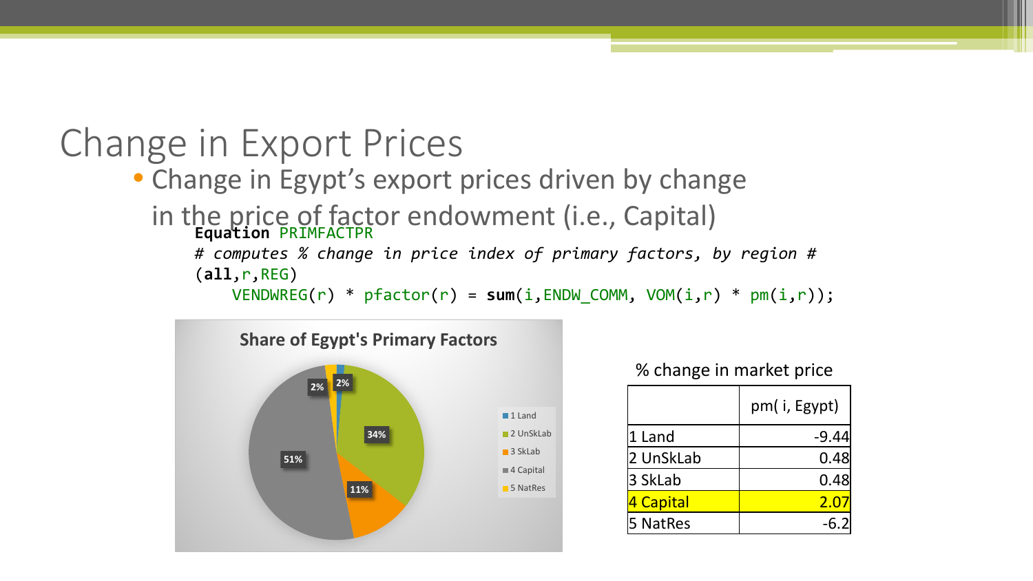# Change in Export Prices

- Change in Egypt's export prices driven by change in the price of factor endowment (i.e., Capital)

```
Equation PRIMFACTPR
# computes % change in price index of primary factors, by region #
(all,r,REG)
    VENDWREG(r) * pfactor(r) = sum(i,ENDW_COMM, VOM(i,r) * pm(i,r));
```

**Share of Egypt's Primary Factors**

| Factor | Share |
|---|---|
| 1 Land | 2% |
| 2 UnSkLab | 34% |
| 3 SkLab | 11% |
| 4 Capital | 51% |
| 5 NatRes | 2% |

% change in market price

| | pm( i, Egypt) |
|---|---|
| 1 Land | -9.44 |
| 2 UnSkLab | 0.48 |
| 3 SkLab | 0.48 |
| 4 Capital | 2.07 |
| 5 NatRes | -6.2 |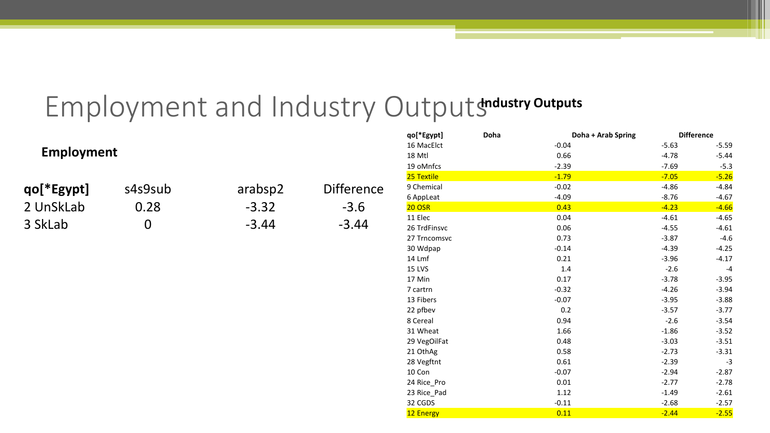# Employment and Industry Outputs

## Employment

| qo[*Egypt] | s4s9sub | arabsp2 | Difference |
|---|---|---|---|
| 2 UnSkLab | 0.28 | -3.32 | -3.6 |
| 3 SkLab | 0 | -3.44 | -3.44 |

## Industry Outputs

| qo[*Egypt] | Doha | Doha + Arab Spring | Difference |
|---|---|---|---|
| 16 MacElct | -0.04 | -5.63 | -5.59 |
| 18 Mtl | 0.66 | -4.78 | -5.44 |
| 19 oMnfcs | -2.39 | -7.69 | -5.3 |
| 25 Textile | -1.79 | -7.05 | -5.26 |
| 9 Chemical | -0.02 | -4.86 | -4.84 |
| 6 AppLeat | -4.09 | -8.76 | -4.67 |
| 20 OSR | 0.43 | -4.23 | -4.66 |
| 11 Elec | 0.04 | -4.61 | -4.65 |
| 26 TrdFinsvc | 0.06 | -4.55 | -4.61 |
| 27 Trncomsvc | 0.73 | -3.87 | -4.6 |
| 30 Wdpap | -0.14 | -4.39 | -4.25 |
| 14 Lmf | 0.21 | -3.96 | -4.17 |
| 15 LVS | 1.4 | -2.6 | -4 |
| 17 Min | 0.17 | -3.78 | -3.95 |
| 7 cartrn | -0.32 | -4.26 | -3.94 |
| 13 Fibers | -0.07 | -3.95 | -3.88 |
| 22 pfbev | 0.2 | -3.57 | -3.77 |
| 8 Cereal | 0.94 | -2.6 | -3.54 |
| 31 Wheat | 1.66 | -1.86 | -3.52 |
| 29 VegOilFat | 0.48 | -3.03 | -3.51 |
| 21 OthAg | 0.58 | -2.73 | -3.31 |
| 28 Vegftnt | 0.61 | -2.39 | -3 |
| 10 Con | -0.07 | -2.94 | -2.87 |
| 24 Rice_Pro | 0.01 | -2.77 | -2.78 |
| 23 Rice_Pad | 1.12 | -1.49 | -2.61 |
| 32 CGDS | -0.11 | -2.68 | -2.57 |
| 12 Energy | 0.11 | -2.44 | -2.55 |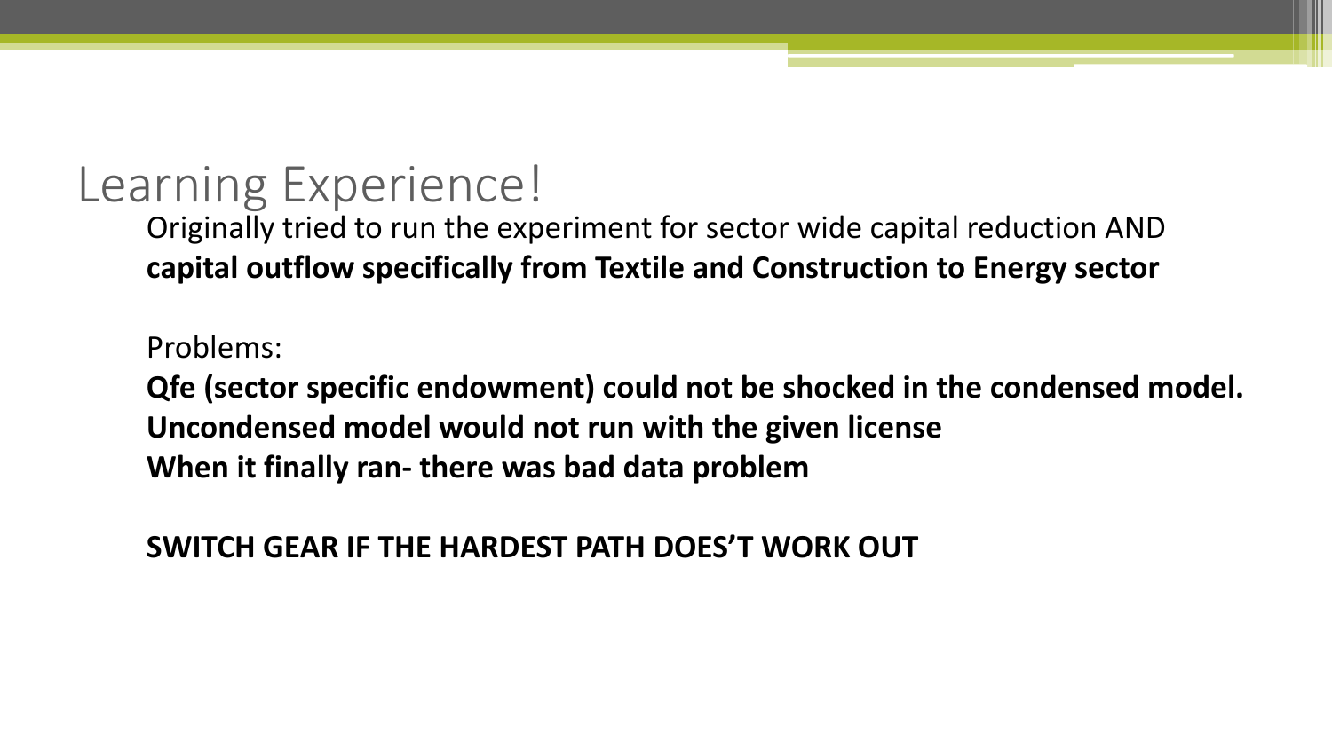# Learning Experience!

Originally tried to run the experiment for sector wide capital reduction AND **capital outflow specifically from Textile and Construction to Energy sector**

Problems:

**Qfe (sector specific endowment) could not be shocked in the condensed model.**
**Uncondensed model would not run with the given license**
**When it finally ran- there was bad data problem**

**SWITCH GEAR IF THE HARDEST PATH DOES'T WORK OUT**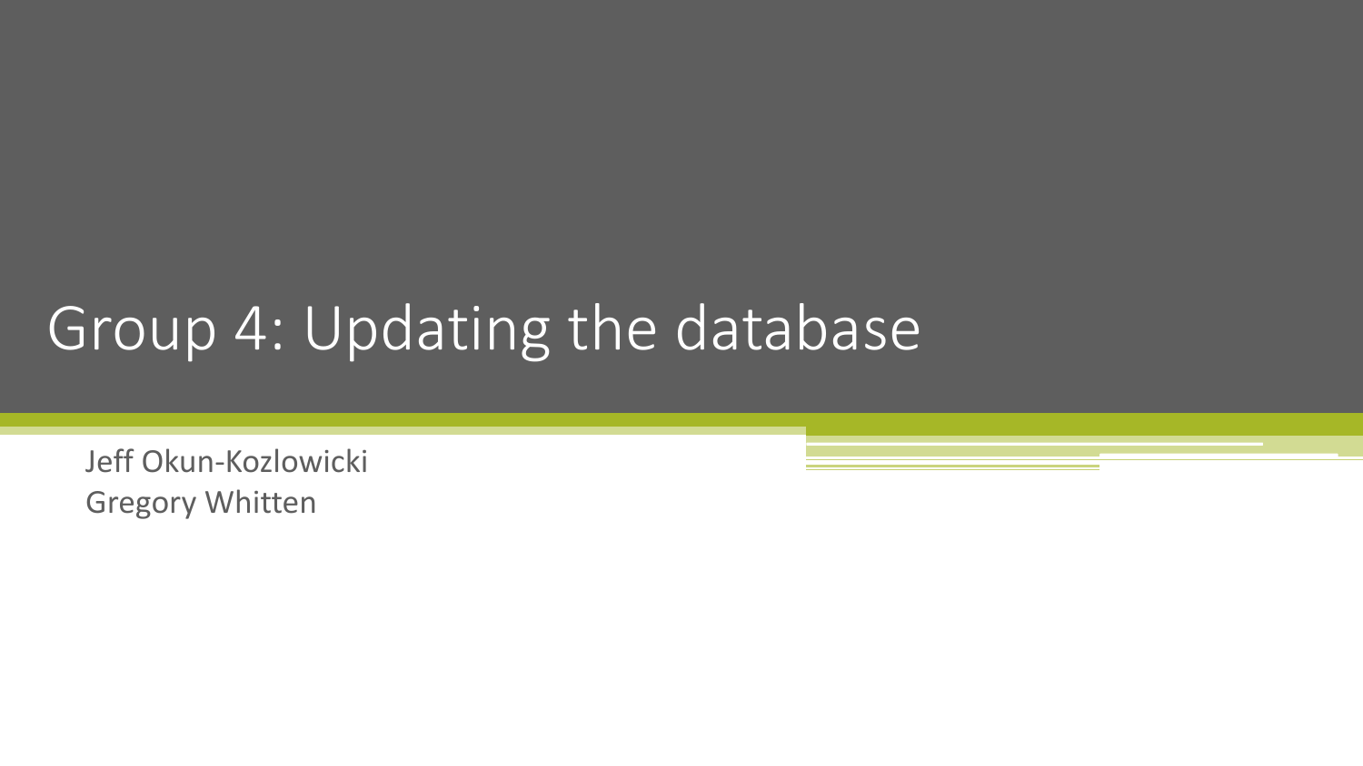# Group 4: Updating the database

Jeff Okun-Kozlowicki
Gregory Whitten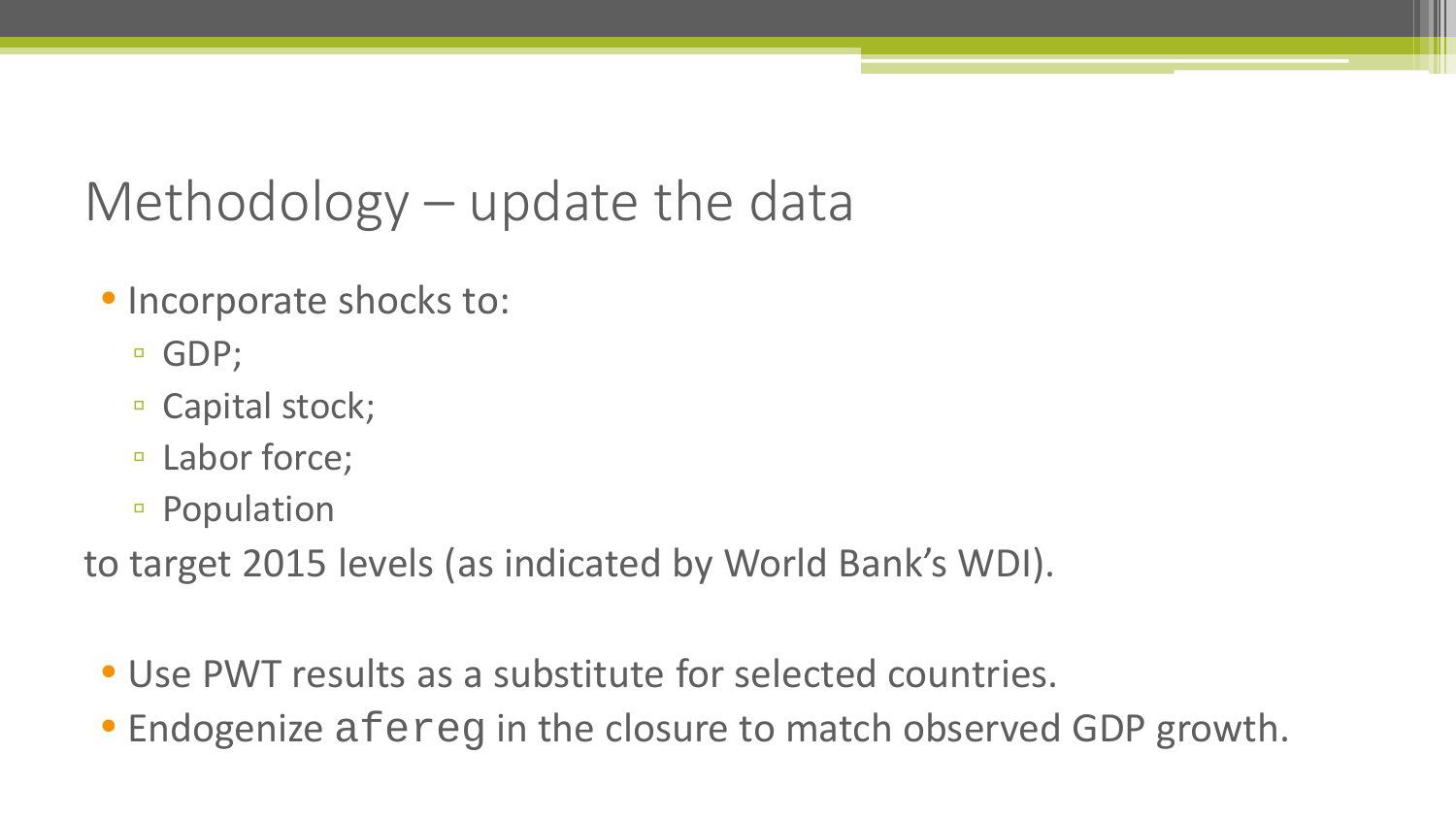# Methodology – update the data

- Incorporate shocks to:
  - GDP;
  - Capital stock;
  - Labor force;
  - Population

to target 2015 levels (as indicated by World Bank's WDI).

- Use PWT results as a substitute for selected countries.
- Endogenize `afereg` in the closure to match observed GDP growth.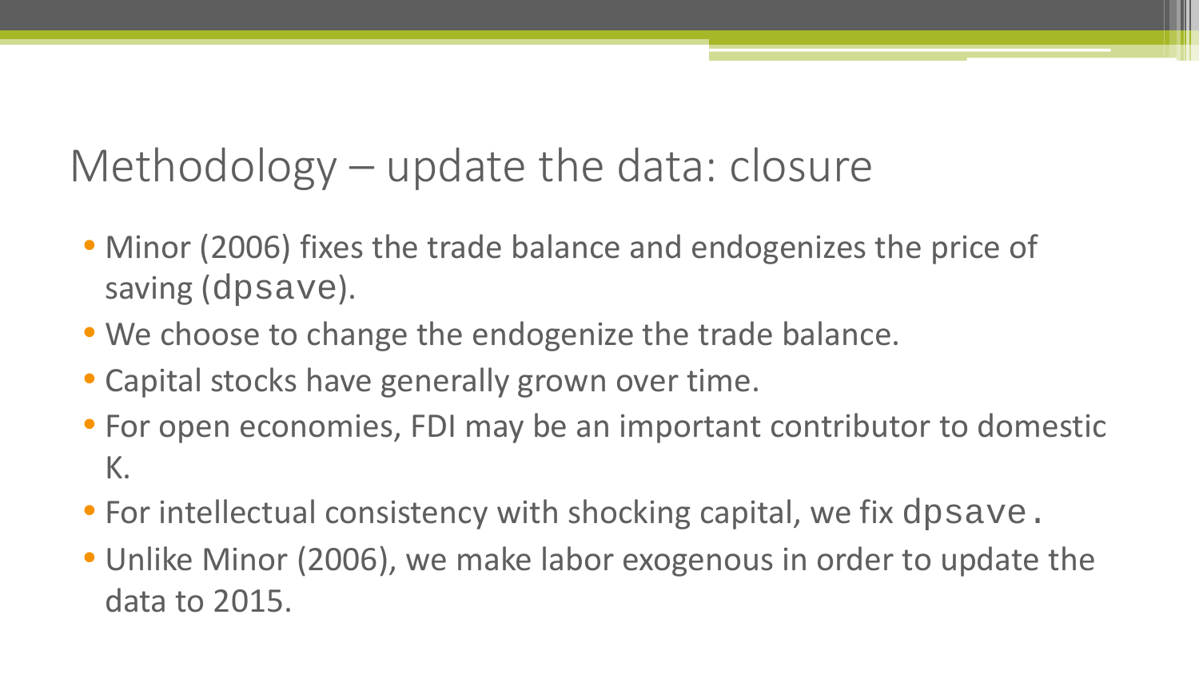# Methodology – update the data: closure

- Minor (2006) fixes the trade balance and endogenizes the price of saving (`dpsave`).
- We choose to change the endogenize the trade balance.
- Capital stocks have generally grown over time.
- For open economies, FDI may be an important contributor to domestic K.
- For intellectual consistency with shocking capital, we fix `dpsave`.
- Unlike Minor (2006), we make labor exogenous in order to update the data to 2015.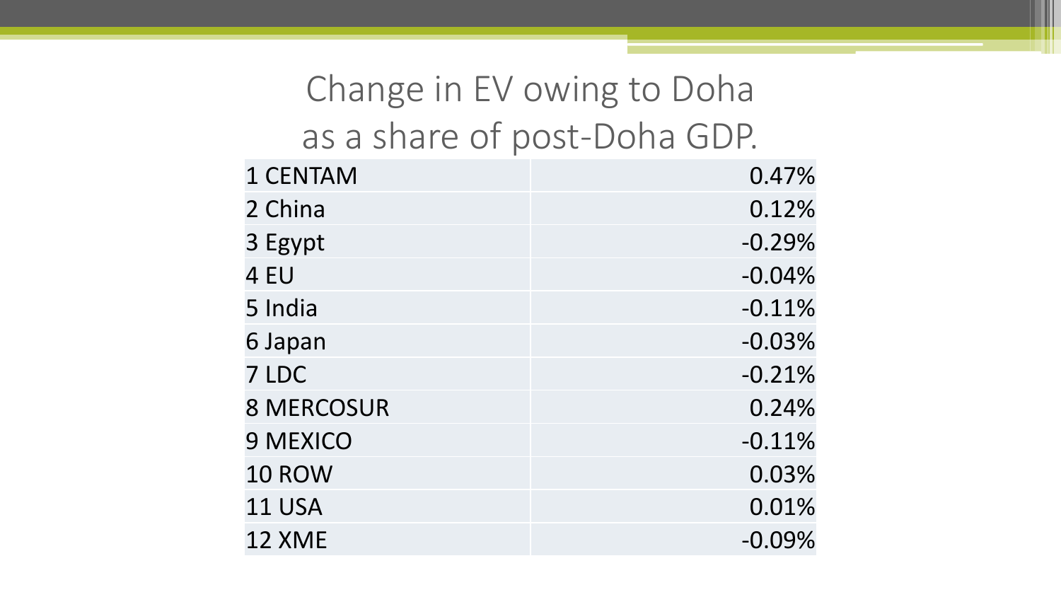# Change in EV owing to Doha as a share of post-Doha GDP.

| | |
|---|---|
| 1 CENTAM | 0.47% |
| 2 China | 0.12% |
| 3 Egypt | -0.29% |
| 4 EU | -0.04% |
| 5 India | -0.11% |
| 6 Japan | -0.03% |
| 7 LDC | -0.21% |
| 8 MERCOSUR | 0.24% |
| 9 MEXICO | -0.11% |
| 10 ROW | 0.03% |
| 11 USA | 0.01% |
| 12 XME | -0.09% |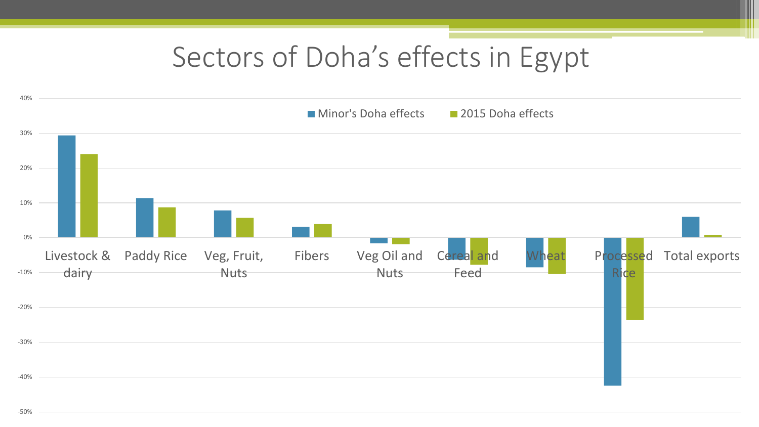# Sectors of Doha's effects in Egypt

Minor's Doha effects | 2015 Doha effects

40%
30%
20%
10%
0%
-10%
-20%
-30%
-40%
-50%

Livestock & dairy | Paddy Rice | Veg, Fruit, Nuts | Fibers | Veg Oil and Nuts | Cereal and Feed | Wheat | Processed Rice | Total exports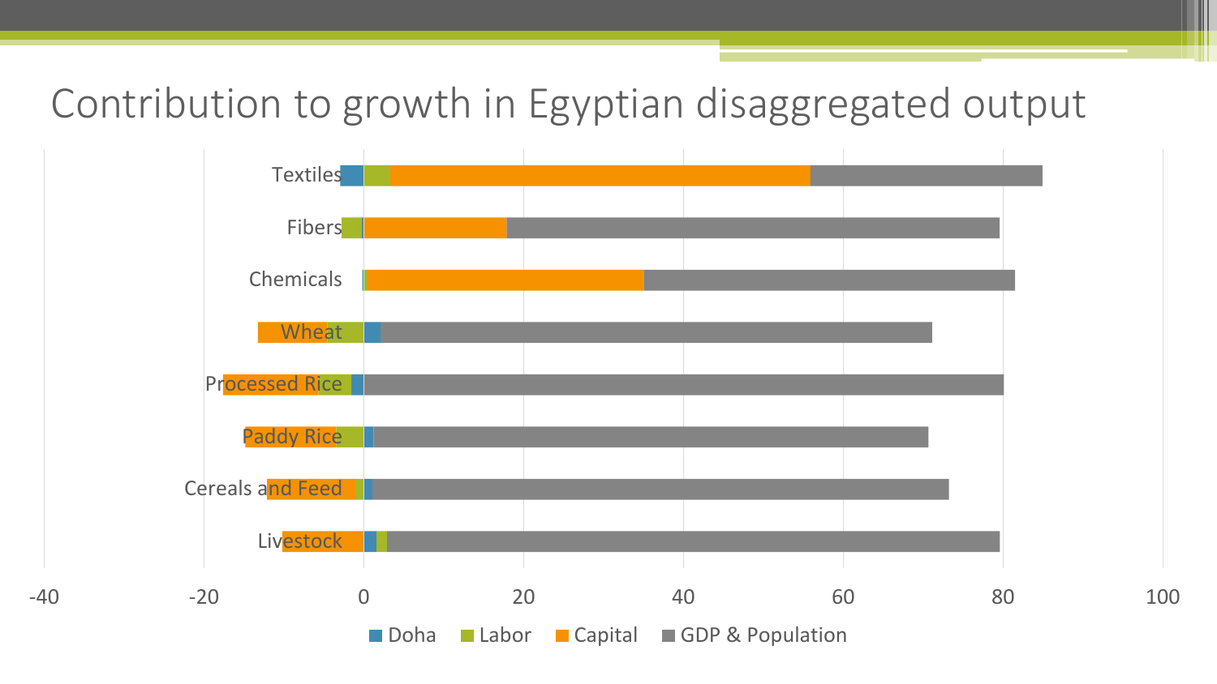# Contribution to growth in Egyptian disaggregated output

Legend: Doha, Labor, Capital, GDP & Population

Categories: Textiles, Fibers, Chemicals, Wheat, Processed Rice, Paddy Rice, Cereals and Feed, Livestock

Axis: -40, -20, 0, 20, 40, 60, 80, 100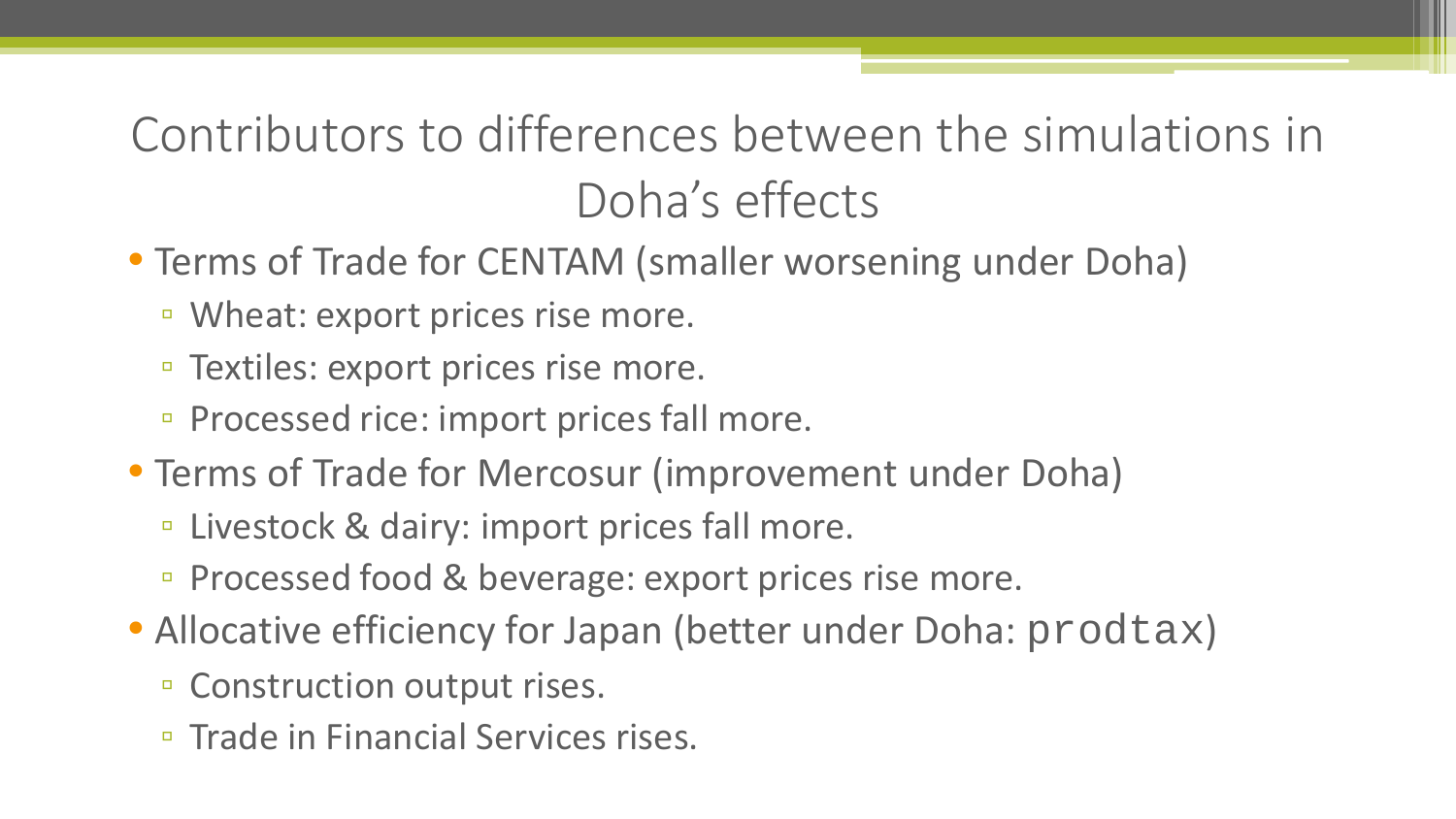# Contributors to differences between the simulations in Doha's effects

- Terms of Trade for CENTAM (smaller worsening under Doha)
  - Wheat: export prices rise more.
  - Textiles: export prices rise more.
  - Processed rice: import prices fall more.
- Terms of Trade for Mercosur (improvement under Doha)
  - Livestock & dairy: import prices fall more.
  - Processed food & beverage: export prices rise more.
- Allocative efficiency for Japan (better under Doha: `prodtax`)
  - Construction output rises.
  - Trade in Financial Services rises.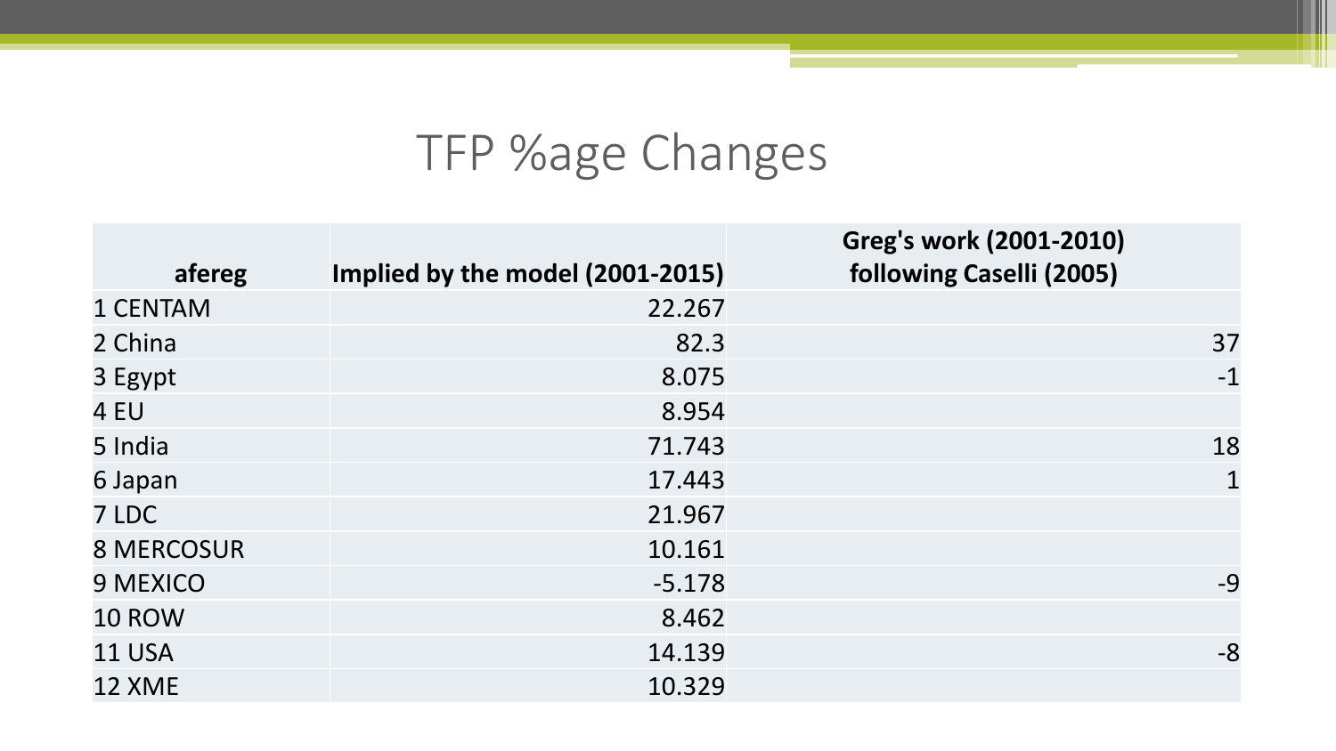# TFP %age Changes

| afereg | Implied by the model (2001-2015) | Greg's work (2001-2010) following Caselli (2005) |
|---|---|---|
| 1 CENTAM | 22.267 | |
| 2 China | 82.3 | 37 |
| 3 Egypt | 8.075 | -1 |
| 4 EU | 8.954 | |
| 5 India | 71.743 | 18 |
| 6 Japan | 17.443 | 1 |
| 7 LDC | 21.967 | |
| 8 MERCOSUR | 10.161 | |
| 9 MEXICO | -5.178 | -9 |
| 10 ROW | 8.462 | |
| 11 USA | 14.139 | -8 |
| 12 XME | 10.329 | |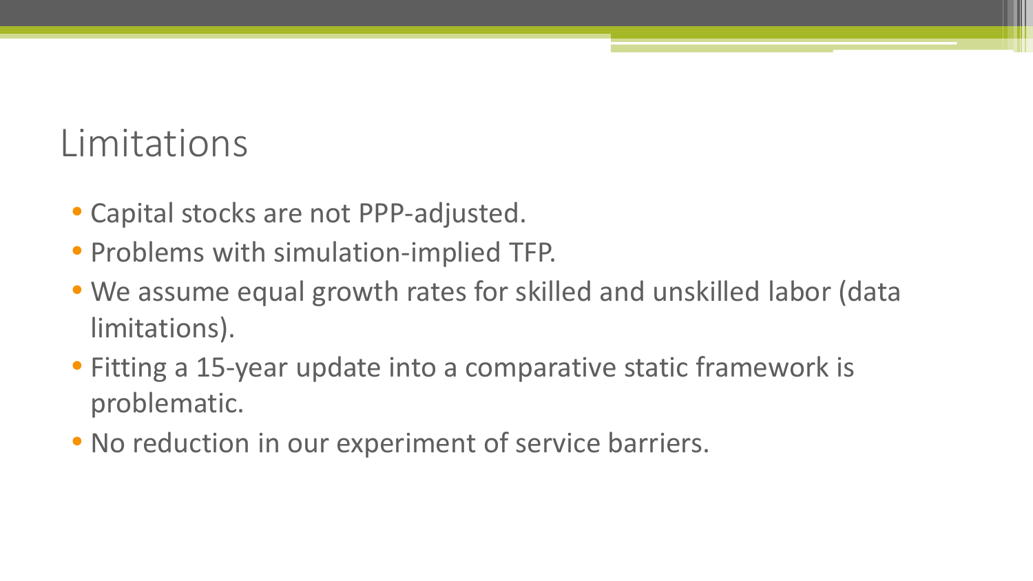# Limitations

- Capital stocks are not PPP-adjusted.
- Problems with simulation-implied TFP.
- We assume equal growth rates for skilled and unskilled labor (data limitations).
- Fitting a 15-year update into a comparative static framework is problematic.
- No reduction in our experiment of service barriers.